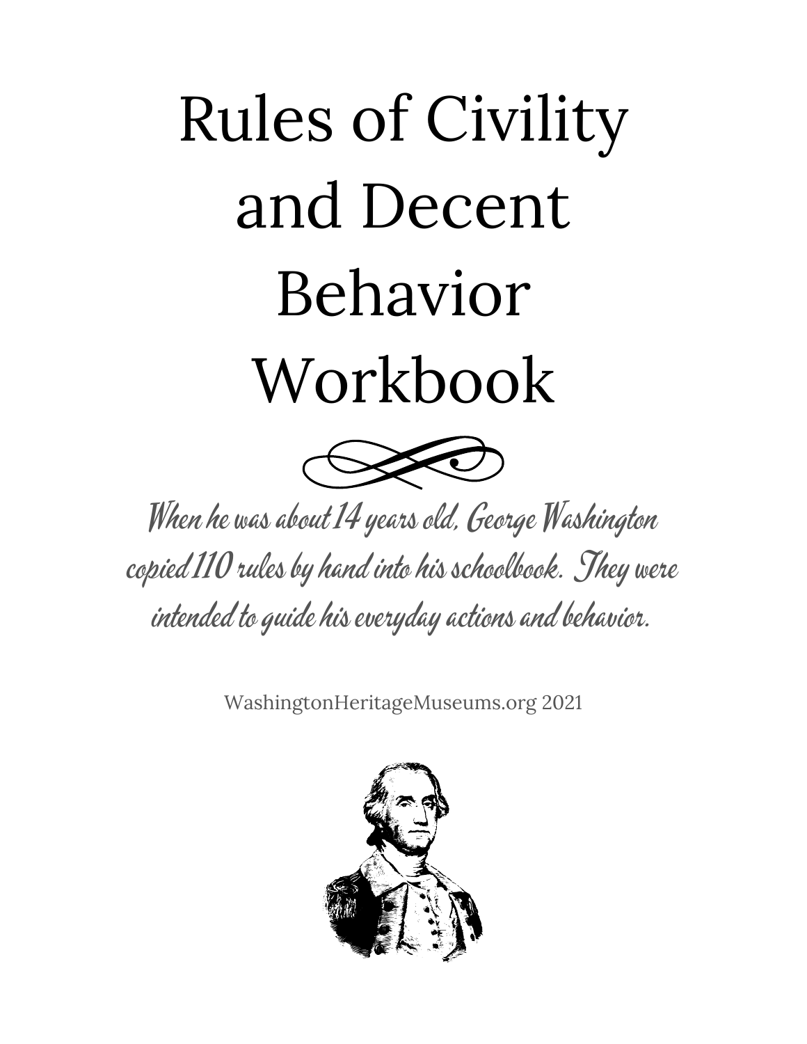# Rules of Civility and Decent Behavior Workbook

*When he was about 14 years old, George Washington copied 110 rules by hand into his schoolbook. They were intended to guide his everyday actions and behavior.*

WashingtonHeritageMuseums.org 2021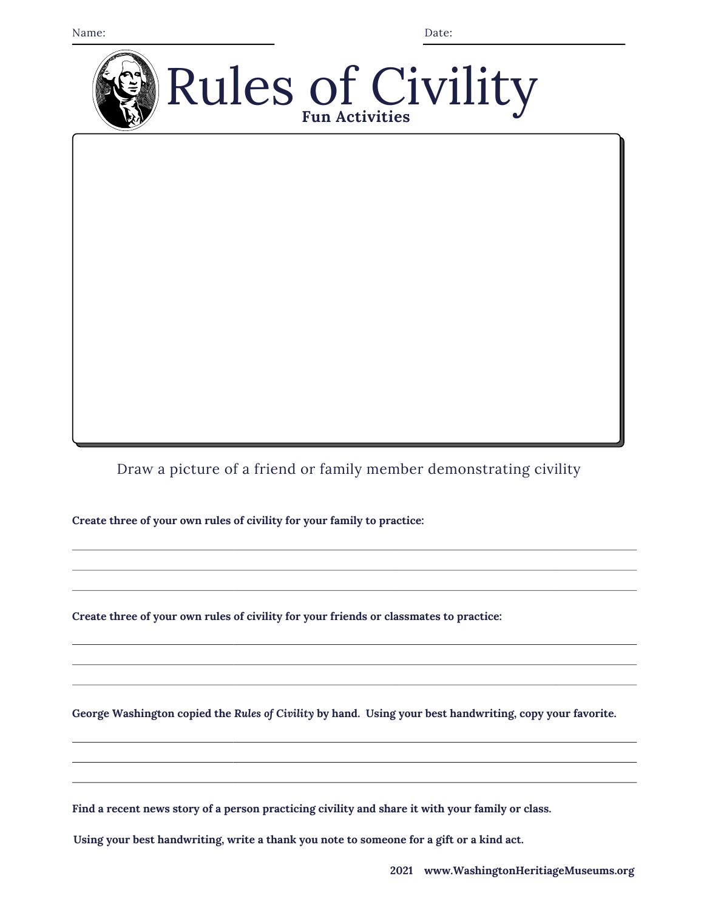Name: ______________________ Date: ______________________

# Rules of Civility

**Fun Activities**

Draw a picture of a friend or family member demonstrating civility

**Create three of your own rules of civility for your family to practice:**

___________________________________________________________

___________________________________________________________

___________________________________________________________

**Create three of your own rules of civility for your friends or classmates to practice:**

___________________________________________________________

___________________________________________________________

___________________________________________________________

**George Washington copied the *Rules of Civility* by hand. Using your best handwriting, copy your favorite.**

___________________________________________________________

___________________________________________________________

___________________________________________________________

**Find a recent news story of a person practicing civility and share it with your family or class.**

**Using your best handwriting, write a thank you note to someone for a gift or a kind act.**

**2021 www.WashingtonHeritiageMuseums.org**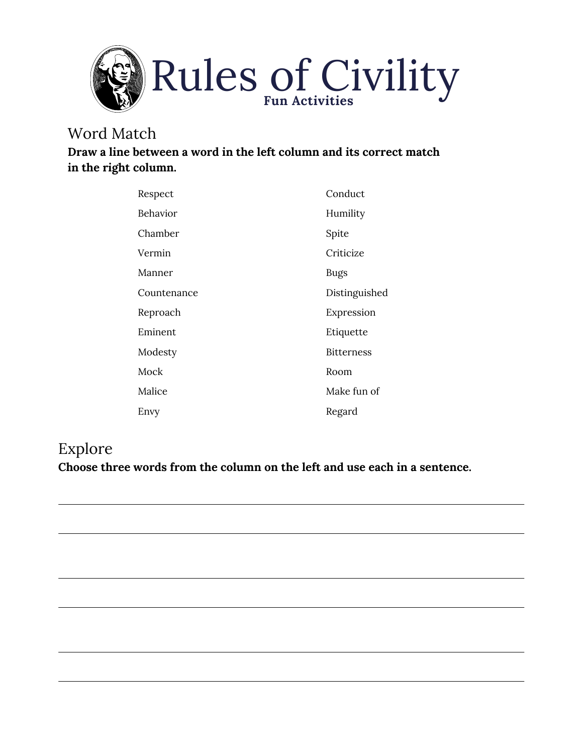# Rules of Civility

**Fun Activities**

## Word Match

**Draw a line between a word in the left column and its correct match in the right column.**

| | |
|---|---|
| Respect | Conduct |
| Behavior | Humility |
| Chamber | Spite |
| Vermin | Criticize |
| Manner | Bugs |
| Countenance | Distinguished |
| Reproach | Expression |
| Eminent | Etiquette |
| Modesty | Bitterness |
| Mock | Room |
| Malice | Make fun of |
| Envy | Regard |

## Explore

**Choose three words from the column on the left and use each in a sentence.**

______________________________________________

______________________________________________

______________________________________________

______________________________________________

______________________________________________

______________________________________________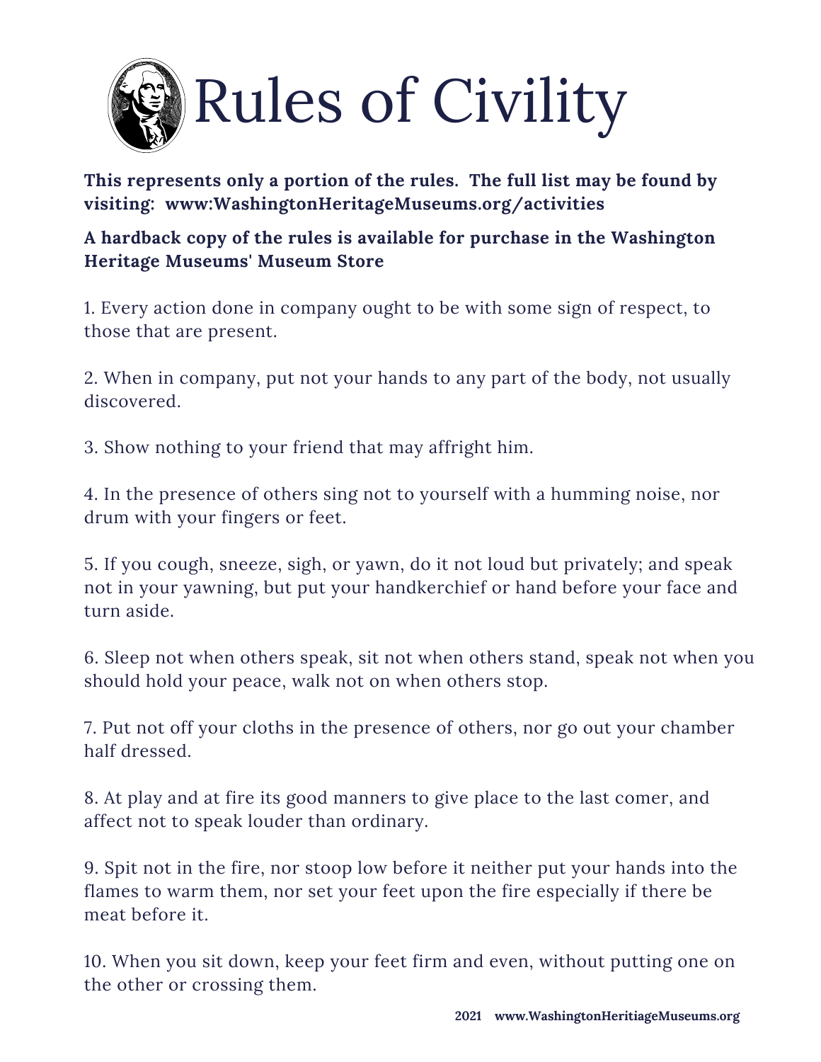# Rules of Civility

**This represents only a portion of the rules. The full list may be found by visiting: www:WashingtonHeritageMuseums.org/activities**

**A hardback copy of the rules is available for purchase in the Washington Heritage Museums' Museum Store**

1. Every action done in company ought to be with some sign of respect, to those that are present.

2. When in company, put not your hands to any part of the body, not usually discovered.

3. Show nothing to your friend that may affright him.

4. In the presence of others sing not to yourself with a humming noise, nor drum with your fingers or feet.

5. If you cough, sneeze, sigh, or yawn, do it not loud but privately; and speak not in your yawning, but put your handkerchief or hand before your face and turn aside.

6. Sleep not when others speak, sit not when others stand, speak not when you should hold your peace, walk not on when others stop.

7. Put not off your cloths in the presence of others, nor go out your chamber half dressed.

8. At play and at fire its good manners to give place to the last comer, and affect not to speak louder than ordinary.

9. Spit not in the fire, nor stoop low before it neither put your hands into the flames to warm them, nor set your feet upon the fire especially if there be meat before it.

10. When you sit down, keep your feet firm and even, without putting one on the other or crossing them.

**2021 www.WashingtonHeritiageMuseums.org**